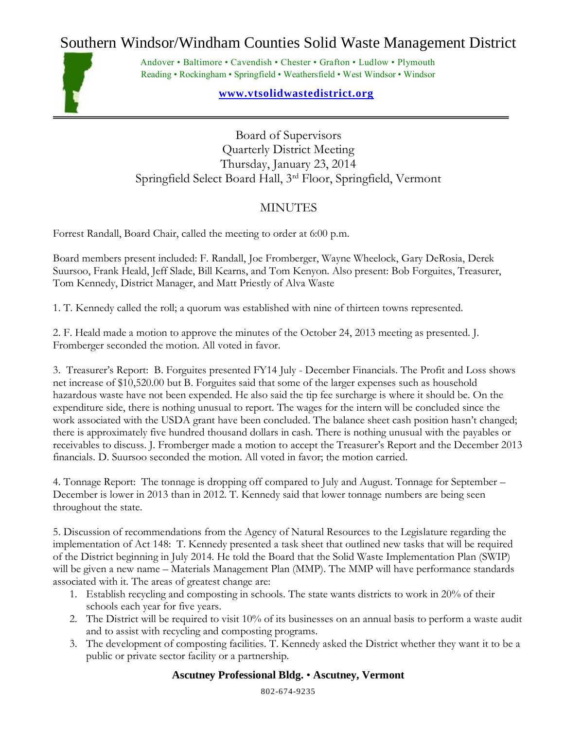# Southern Windsor/Windham Counties Solid Waste Management District

Andover • Baltimore • Cavendish • Chester • Grafton • Ludlow • Plymouth
Reading • Rockingham • Springfield • Weathersfield • West Windsor • Windsor

**www.vtsolidwastedistrict.org**

Board of Supervisors
Quarterly District Meeting
Thursday, January 23, 2014
Springfield Select Board Hall, 3rd Floor, Springfield, Vermont

## MINUTES

Forrest Randall, Board Chair, called the meeting to order at 6:00 p.m.

Board members present included: F. Randall, Joe Fromberger, Wayne Wheelock, Gary DeRosia, Derek Suursoo, Frank Heald, Jeff Slade, Bill Kearns, and Tom Kenyon. Also present: Bob Forguites, Treasurer, Tom Kennedy, District Manager, and Matt Priestly of Alva Waste

1. T. Kennedy called the roll; a quorum was established with nine of thirteen towns represented.

2. F. Heald made a motion to approve the minutes of the October 24, 2013 meeting as presented. J. Fromberger seconded the motion. All voted in favor.

3. Treasurer's Report: B. Forguites presented FY14 July - December Financials. The Profit and Loss shows net increase of $10,520.00 but B. Forguites said that some of the larger expenses such as household hazardous waste have not been expended. He also said the tip fee surcharge is where it should be. On the expenditure side, there is nothing unusual to report. The wages for the intern will be concluded since the work associated with the USDA grant have been concluded. The balance sheet cash position hasn't changed; there is approximately five hundred thousand dollars in cash. There is nothing unusual with the payables or receivables to discuss. J. Fromberger made a motion to accept the Treasurer's Report and the December 2013 financials. D. Suursoo seconded the motion. All voted in favor; the motion carried.

4. Tonnage Report: The tonnage is dropping off compared to July and August. Tonnage for September – December is lower in 2013 than in 2012. T. Kennedy said that lower tonnage numbers are being seen throughout the state.

5. Discussion of recommendations from the Agency of Natural Resources to the Legislature regarding the implementation of Act 148: T. Kennedy presented a task sheet that outlined new tasks that will be required of the District beginning in July 2014. He told the Board that the Solid Waste Implementation Plan (SWIP) will be given a new name – Materials Management Plan (MMP). The MMP will have performance standards associated with it. The areas of greatest change are:

1. Establish recycling and composting in schools. The state wants districts to work in 20% of their schools each year for five years.
2. The District will be required to visit 10% of its businesses on an annual basis to perform a waste audit and to assist with recycling and composting programs.
3. The development of composting facilities. T. Kennedy asked the District whether they want it to be a public or private sector facility or a partnership.

**Ascutney Professional Bldg. • Ascutney, Vermont**

802-674-9235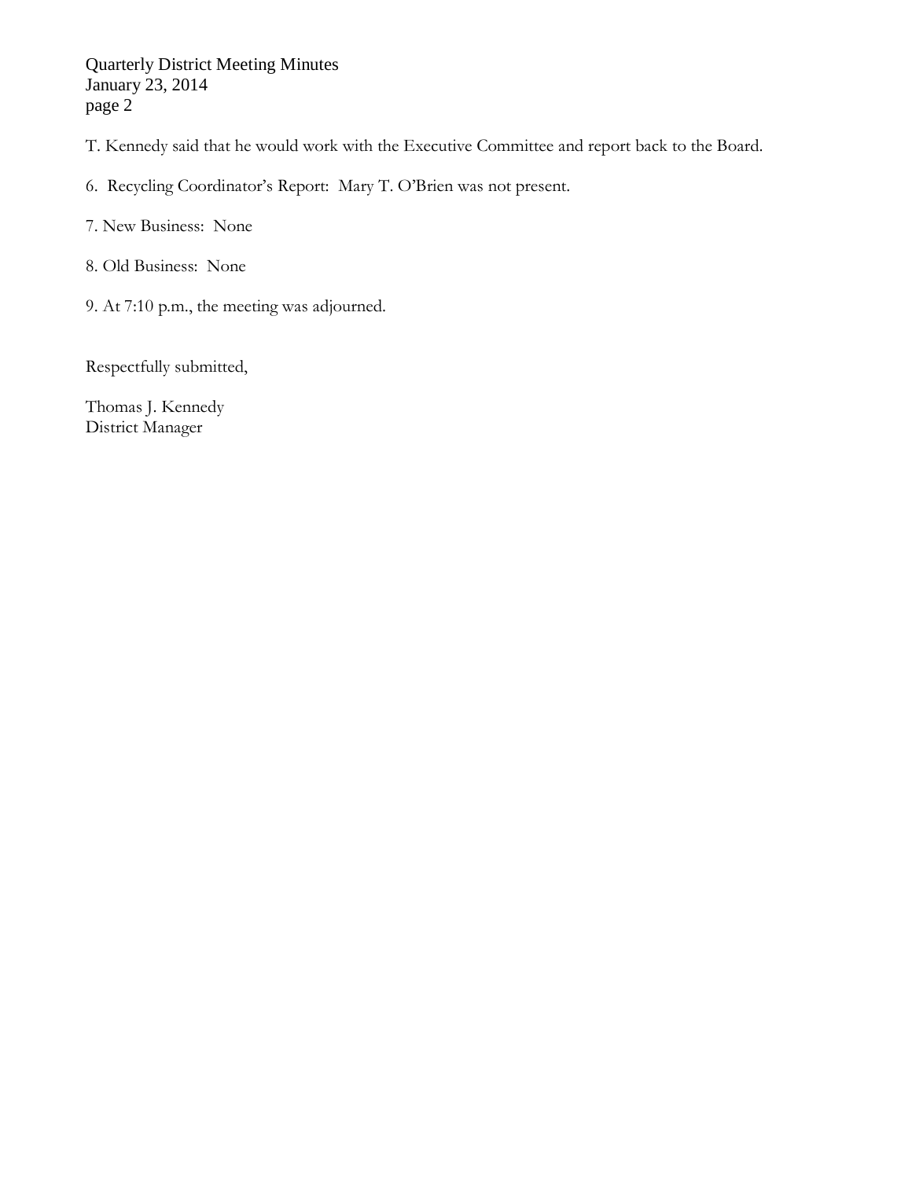T. Kennedy said that he would work with the Executive Committee and report back to the Board.

6. Recycling Coordinator's Report: Mary T. O'Brien was not present.

7. New Business: None

8. Old Business: None

9. At 7:10 p.m., the meeting was adjourned.

Respectfully submitted,

Thomas J. Kennedy
District Manager